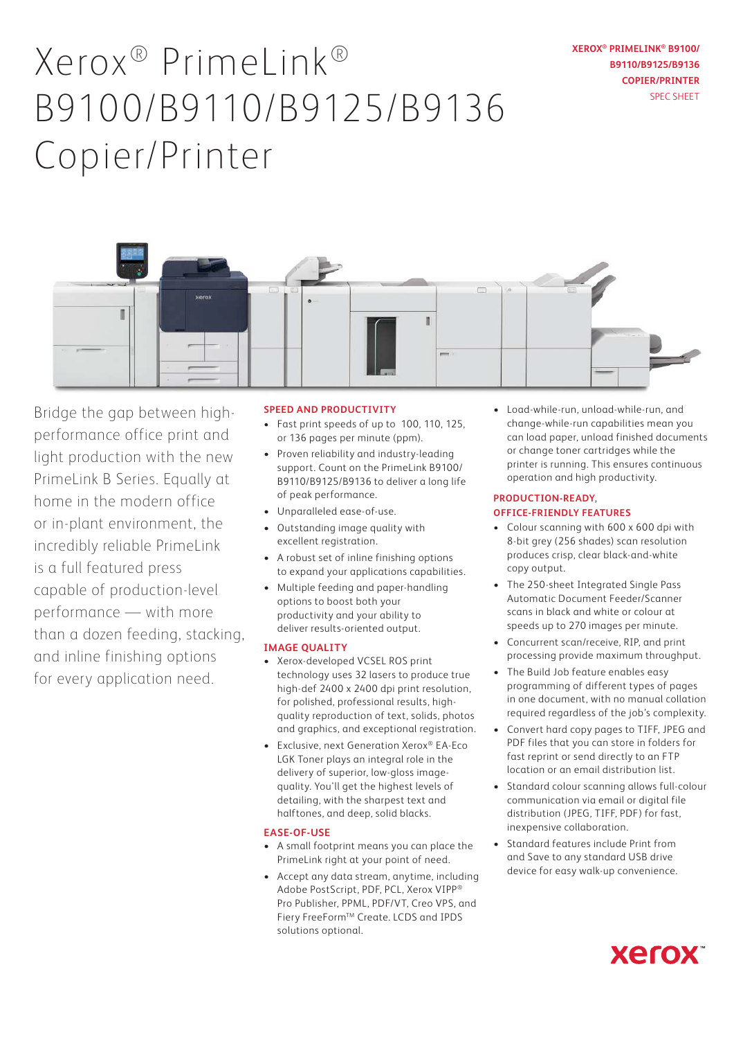# Xerox® PrimeLink® B9100/B9110/B9125/B9136 Copier/Printer

Bridge the gap between high-performance office print and light production with the new PrimeLink B Series. Equally at home in the modern office or in-plant environment, the incredibly reliable PrimeLink is a full featured press capable of production-level performance — with more than a dozen feeding, stacking, and inline finishing options for every application need.

## SPEED AND PRODUCTIVITY

- Fast print speeds of up to 100, 110, 125, or 136 pages per minute (ppm).
- Proven reliability and industry-leading support. Count on the PrimeLink B9100/B9110/B9125/B9136 to deliver a long life of peak performance.
- Unparalleled ease-of-use.
- Outstanding image quality with excellent registration.
- A robust set of inline finishing options to expand your applications capabilities.
- Multiple feeding and paper-handling options to boost both your productivity and your ability to deliver results-oriented output.

## IMAGE QUALITY

- Xerox-developed VCSEL ROS print technology uses 32 lasers to produce true high-def 2400 x 2400 dpi print resolution, for polished, professional results, high-quality reproduction of text, solids, photos and graphics, and exceptional registration.
- Exclusive, next Generation Xerox® EA-Eco LGK Toner plays an integral role in the delivery of superior, low-gloss image-quality. You'll get the highest levels of detailing, with the sharpest text and halftones, and deep, solid blacks.

## EASE-OF-USE

- A small footprint means you can place the PrimeLink right at your point of need.
- Accept any data stream, anytime, including Adobe PostScript, PDF, PCL, Xerox VIPP® Pro Publisher, PPML, PDF/VT, Creo VPS, and Fiery FreeForm™ Create. LCDS and IPDS solutions optional.
- Load-while-run, unload-while-run, and change-while-run capabilities mean you can load paper, unload finished documents or change toner cartridges while the printer is running. This ensures continuous operation and high productivity.

## PRODUCTION-READY, OFFICE-FRIENDLY FEATURES

- Colour scanning with 600 x 600 dpi with 8-bit grey (256 shades) scan resolution produces crisp, clear black-and-white copy output.
- The 250-sheet Integrated Single Pass Automatic Document Feeder/Scanner scans in black and white or colour at speeds up to 270 images per minute.
- Concurrent scan/receive, RIP, and print processing provide maximum throughput.
- The Build Job feature enables easy programming of different types of pages in one document, with no manual collation required regardless of the job's complexity.
- Convert hard copy pages to TIFF, JPEG and PDF files that you can store in folders for fast reprint or send directly to an FTP location or an email distribution list.
- Standard colour scanning allows full-colour communication via email or digital file distribution (JPEG, TIFF, PDF) for fast, inexpensive collaboration.
- Standard features include Print from and Save to any standard USB drive device for easy walk-up convenience.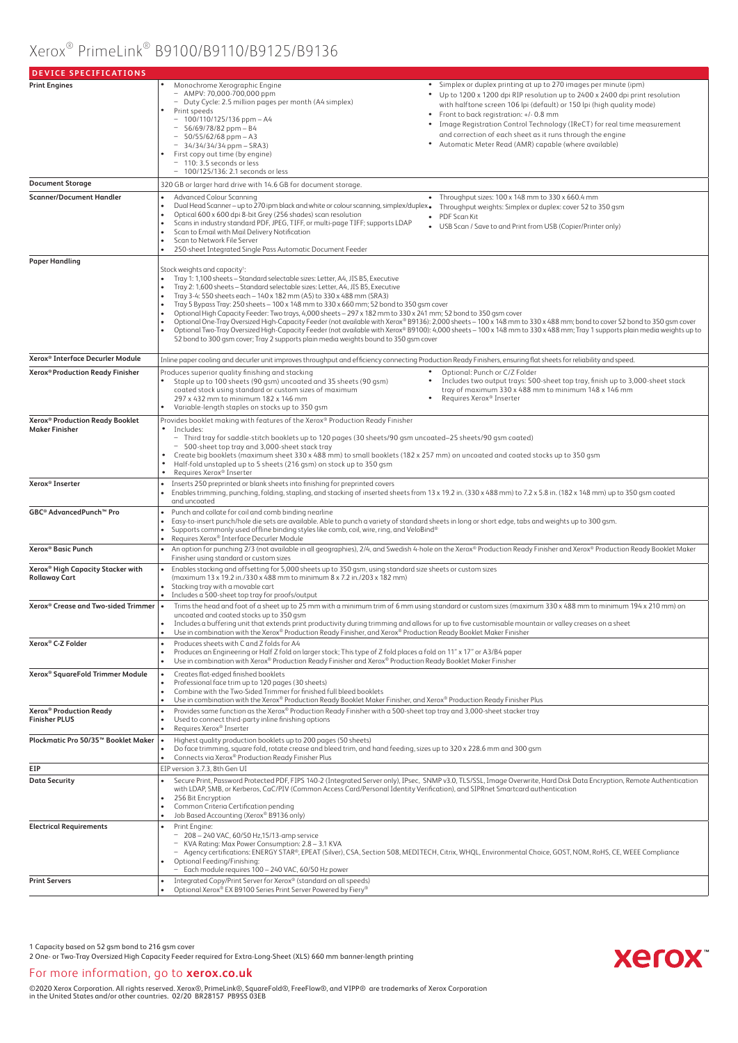# Xerox® PrimeLink® B9100/B9110/B9125/B9136

| DEVICE SPECIFICATIONS | |
|---|---|
| **Print Engines** | • Monochrome Xerographic Engine<br>– AMPV: 70,000-700,000 ppm<br>– Duty Cycle: 2.5 million pages per month (A4 simplex)<br>• Print speeds<br>– 100/110/125/136 ppm – A4<br>– 56/69/78/82 ppm – B4<br>– 50/55/62/68 ppm – A3<br>– 34/34/34/34 ppm – SRA3)<br>• First copy out time (by engine)<br>– 110: 3.5 seconds or less<br>– 100/125/136: 2.1 seconds or less<br>• Simplex or duplex printing at up to 270 images per minute (ipm)<br>• Up to 1200 x 1200 dpi RIP resolution up to 2400 x 2400 dpi print resolution with halftone screen 106 lpi (default) or 150 lpi (high quality mode)<br>• Front to back registration: +/- 0.8 mm<br>• Image Registration Control Technology (IReCT) for real time measurement and correction of each sheet as it runs through the engine<br>• Automatic Meter Read (AMR) capable (where available) |
| **Document Storage** | 320 GB or larger hard drive with 14.6 GB for document storage. |
| **Scanner/Document Handler** | • Advanced Colour Scanning<br>• Dual Head Scanner – up to 270 ipm black and white or colour scanning, simplex/duplex<br>• Optical 600 x 600 dpi 8-bit Grey (256 shades) scan resolution<br>• Scans in industry standard PDF, JPEG, TIFF, or multi-page TIFF; supports LDAP<br>• Scan to Email with Mail Delivery Notification<br>• Scan to Network File Server<br>• 250-sheet Integrated Single Pass Automatic Document Feeder<br>• Throughput sizes: 100 x 148 mm to 330 x 660.4 mm<br>• Throughput weights: Simplex or duplex: cover 52 to 350 gsm<br>• PDF Scan Kit<br>• USB Scan / Save to and Print from USB (Copier/Printer only) |
| **Paper Handling** | Stock weights and capacity[1]:<br>• Tray 1: 1,100 sheets – Standard selectable sizes: Letter, A4, JIS B5, Executive<br>• Tray 2: 1,600 sheets – Standard selectable sizes: Letter, A4, JIS B5, Executive<br>• Tray 3-4: 550 sheets each – 140 x 182 mm (A5) to 330 x 488 mm (SRA3)<br>• Tray 5 Bypass Tray: 250 sheets – 100 x 148 mm to 330 x 660 mm; 52 bond to 350 gsm cover<br>• Optional High Capacity Feeder: Two trays, 4,000 sheets – 297 x 182 mm to 330 x 241 mm; 52 bond to 350 gsm cover<br>• Optional One-Tray Oversized High-Capacity Feeder (not available with Xerox® B9136): 2,000 sheets – 100 x 148 mm to 330 x 488 mm; bond to cover 52 bond to 350 gsm cover<br>• Optional Two-Tray Oversized High-Capacity Feeder (not available with Xerox® B9100): 4,000 sheets – 100 x 148 mm to 330 x 488 mm; Tray 1 supports plain media weights up to 52 bond to 300 gsm cover; Tray 2 supports plain media weights bound to 350 gsm cover |
| **Xerox® Interface Decurler Module** | Inline paper cooling and decurler unit improves throughput and efficiency connecting Production Ready Finishers, ensuring flat sheets for reliability and speed. |
| **Xerox® Production Ready Finisher** | Produces superior quality finishing and stacking<br>• Staple up to 100 sheets (90 gsm) uncoated and 35 sheets (90 gsm) coated stock using standard or custom sizes of maximum 297 x 432 mm to minimum 182 x 146 mm<br>• Variable-length staples on stocks up to 350 gsm<br>• Optional: Punch or C/Z Folder<br>• Includes two output trays: 500-sheet top tray, finish up to 3,000-sheet stack tray of maximum 330 x 488 mm to minimum 148 x 146 mm<br>• Requires Xerox® Inserter |
| **Xerox® Production Ready Booklet Maker Finisher** | Provides booklet making with features of the Xerox® Production Ready Finisher<br>• Includes:<br>– Third tray for saddle-stitch booklets up to 120 pages (30 sheets/90 gsm uncoated–25 sheets/90 gsm coated)<br>– 500-sheet top tray and 3,000-sheet stack tray<br>• Create big booklets (maximum sheet 330 x 488 mm) to small booklets (182 x 257 mm) on uncoated and coated stocks up to 350 gsm<br>• Half-fold unstapled up to 5 sheets (216 gsm) on stock up to 350 gsm<br>• Requires Xerox® Inserter |
| **Xerox® Inserter** | • Inserts 250 preprinted or blank sheets into finishing for preprinted covers<br>• Enables trimming, punching, folding, stapling, and stacking of inserted sheets from 13 x 19.2 in. (330 x 488 mm) to 7.2 x 5.8 in. (182 x 148 mm) up to 350 gsm coated and uncoated |
| **GBC® AdvancedPunch™ Pro** | • Punch and collate for coil and comb binding nearline<br>• Easy-to-insert punch/hole die sets are available. Able to punch a variety of standard sheets in long or short edge, tabs and weights up to 300 gsm.<br>• Supports commonly used offline binding styles like comb, coil, wire, ring, and VeloBind®<br>• Requires Xerox® Interface Decurler Module |
| **Xerox® Basic Punch** | • An option for punching 2/3 (not available in all geographies), 2/4, and Swedish 4-hole on the Xerox® Production Ready Finisher and Xerox® Production Ready Booklet Maker Finisher using standard or custom sizes |
| **Xerox® High Capacity Stacker with Rollaway Cart** | • Enables stacking and offsetting for 5,000 sheets up to 350 gsm, using standard size sheets or custom sizes (maximum 13 x 19.2 in./330 x 488 mm to minimum 8 x 7.2 in./203 x 182 mm)<br>• Stacking tray with a movable cart<br>• Includes a 500-sheet top tray for proofs/output |
| **Xerox® Crease and Two-sided Trimmer** | • Trims the head and foot of a sheet up to 25 mm with a minimum trim of 6 mm using standard or custom sizes (maximum 330 x 488 mm to minimum 194 x 210 mm) on uncoated and coated stocks up to 350 gsm<br>• Includes a buffering unit that extends print productivity during trimming and allows for up to five customisable mountain or valley creases on a sheet<br>• Use in combination with the Xerox® Production Ready Finisher, and Xerox® Production Ready Booklet Maker Finisher |
| **Xerox® C-Z Folder** | • Produces sheets with C and Z folds for A4<br>• Produces an Engineering or Half Z fold on larger stock; This type of Z fold places a fold on 11" x 17" or A3/B4 paper<br>• Use in combination with Xerox® Production Ready Finisher and Xerox® Production Ready Booklet Maker Finisher |
| **Xerox® SquareFold Trimmer Module** | • Creates flat-edged finished booklets<br>• Professional face trim up to 120 pages (30 sheets)<br>• Combine with the Two-Sided Trimmer for finished full bleed booklets<br>• Use in combination with the Xerox® Production Ready Booklet Maker Finisher, and Xerox® Production Ready Finisher Plus |
| **Xerox® Production Ready Finisher PLUS** | • Provides same function as the Xerox® Production Ready Finisher with a 500-sheet top tray and 3,000-sheet stacker tray<br>• Used to connect third-party inline finishing options<br>• Requires Xerox® Inserter |
| **Plockmatic Pro 50/35™ Booklet Maker** | • Highest quality production booklets up to 200 pages (50 sheets)<br>• Do face trimming, square fold, rotate crease and bleed trim, and hand feeding, sizes up to 320 x 228.6 mm and 300 gsm<br>• Connects via Xerox® Production Ready Finisher Plus |
| **EIP** | EIP version 3.7.3, 8th Gen UI |
| **Data Security** | • Secure Print, Password Protected PDF, FIPS 140-2 (Integrated Server only), IPsec, SNMP v3.0, TLS/SSL, Image Overwrite, Hard Disk Data Encryption, Remote Authentication with LDAP, SMB, or Kerberos, CaC/PIV (Common Access Card/Personal Identity Verification), and SIPRnet Smartcard authentication<br>• 256 Bit Encryption<br>• Common Criteria Certification pending<br>• Job Based Accounting (Xerox® B9136 only) |
| **Electrical Requirements** | • Print Engine:<br>– 208 – 240 VAC, 60/50 Hz,15/13-amp service<br>– KVA Rating: Max Power Consumption: 2.8 – 3.1 KVA<br>– Agency certifications: ENERGY STAR®, EPEAT (Silver), CSA, Section 508, MEDITECH, Citrix, WHQL, Environmental Choice, GOST, NOM, RoHS, CE, WEEE Compliance<br>• Optional Feeding/Finishing:<br>– Each module requires 100 – 240 VAC, 60/50 Hz power |
| **Print Servers** | • Integrated Copy/Print Server for Xerox® (standard on all speeds)<br>• Optional Xerox® EX B9100 Series Print Server Powered by Fiery® |

1 Capacity based on 52 gsm bond to 216 gsm cover

2 One- or Two-Tray Oversized High Capacity Feeder required for Extra-Long-Sheet (XLS) 660 mm banner-length printing

For more information, go to **xerox.co.uk**

©2020 Xerox Corporation. All rights reserved. Xerox®, PrimeLink®, SquareFold®, FreeFlow®, and VIPP® are trademarks of Xerox Corporation in the United States and/or other countries. 02/20 BR28157 PB9SS 03EB